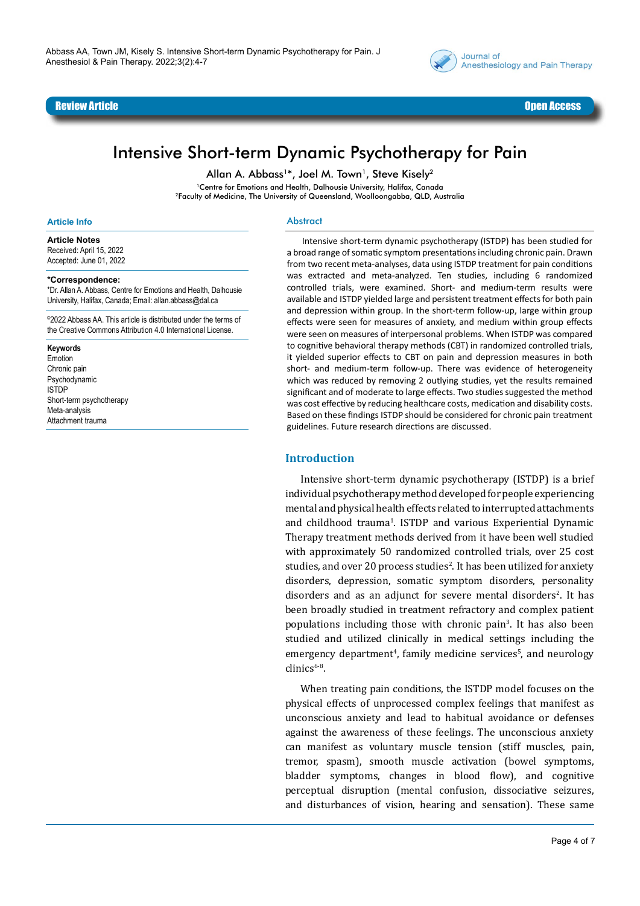Review Article

Open Access

# Intensive Short-term Dynamic Psychotherapy for Pain

Allan A. Abbass[1]*, Joel M. Town[1], Steve Kisely[2]

[1]Centre for Emotions and Health, Dalhousie University, Halifax, Canada
[2]Faculty of Medicine, The University of Queensland, Woolloongabba, QLD, Australia

## Article Info

**Article Notes**
Received: April 15, 2022
Accepted: June 01, 2022

***Correspondence:**
*Dr. Allan A. Abbass, Centre for Emotions and Health, Dalhousie University, Halifax, Canada; Email: allan.abbass@dal.ca

©2022 Abbass AA. This article is distributed under the terms of the Creative Commons Attribution 4.0 International License.

**Keywords**
Emotion
Chronic pain
Psychodynamic
ISTDP
Short-term psychotherapy
Meta-analysis
Attachment trauma

## Abstract

Intensive short-term dynamic psychotherapy (ISTDP) has been studied for a broad range of somatic symptom presentations including chronic pain. Drawn from two recent meta-analyses, data using ISTDP treatment for pain conditions was extracted and meta-analyzed. Ten studies, including 6 randomized controlled trials, were examined. Short- and medium-term results were available and ISTDP yielded large and persistent treatment effects for both pain and depression within group. In the short-term follow-up, large within group effects were seen for measures of anxiety, and medium within group effects were seen on measures of interpersonal problems. When ISTDP was compared to cognitive behavioral therapy methods (CBT) in randomized controlled trials, it yielded superior effects to CBT on pain and depression measures in both short- and medium-term follow-up. There was evidence of heterogeneity which was reduced by removing 2 outlying studies, yet the results remained significant and of moderate to large effects. Two studies suggested the method was cost effective by reducing healthcare costs, medication and disability costs. Based on these findings ISTDP should be considered for chronic pain treatment guidelines. Future research directions are discussed.

## Introduction

Intensive short-term dynamic psychotherapy (ISTDP) is a brief individual psychotherapy method developed for people experiencing mental and physical health effects related to interrupted attachments and childhood trauma[1]. ISTDP and various Experiential Dynamic Therapy treatment methods derived from it have been well studied with approximately 50 randomized controlled trials, over 25 cost studies, and over 20 process studies[2]. It has been utilized for anxiety disorders, depression, somatic symptom disorders, personality disorders and as an adjunct for severe mental disorders[2]. It has been broadly studied in treatment refractory and complex patient populations including those with chronic pain[3]. It has also been studied and utilized clinically in medical settings including the emergency department[4], family medicine services[5], and neurology clinics[6-8].

When treating pain conditions, the ISTDP model focuses on the physical effects of unprocessed complex feelings that manifest as unconscious anxiety and lead to habitual avoidance or defenses against the awareness of these feelings. The unconscious anxiety can manifest as voluntary muscle tension (stiff muscles, pain, tremor, spasm), smooth muscle activation (bowel symptoms, bladder symptoms, changes in blood flow), and cognitive perceptual disruption (mental confusion, dissociative seizures, and disturbances of vision, hearing and sensation). These same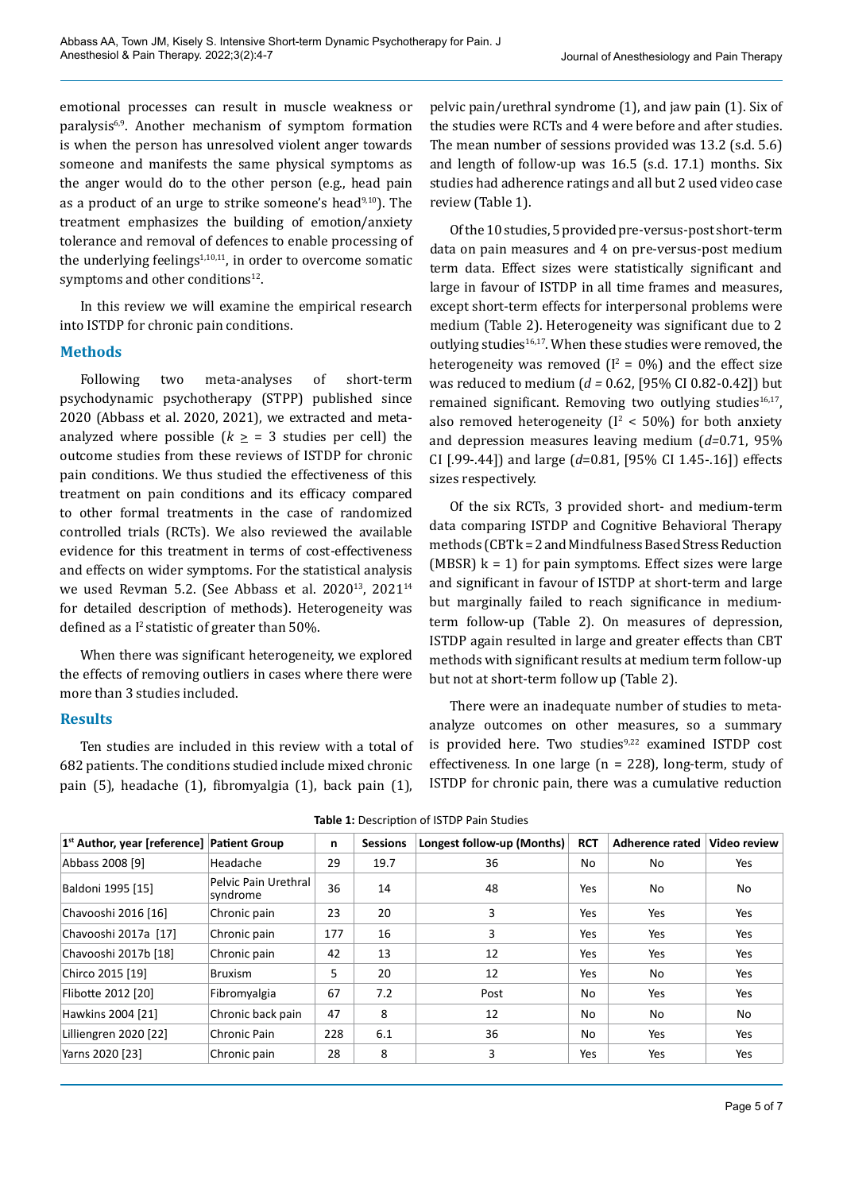emotional processes can result in muscle weakness or paralysis[6,9]. Another mechanism of symptom formation is when the person has unresolved violent anger towards someone and manifests the same physical symptoms as the anger would do to the other person (e.g., head pain as a product of an urge to strike someone's head[9,10]). The treatment emphasizes the building of emotion/anxiety tolerance and removal of defences to enable processing of the underlying feelings[1,10,11], in order to overcome somatic symptoms and other conditions[12].

In this review we will examine the empirical research into ISTDP for chronic pain conditions.

## Methods

Following two meta-analyses of short-term psychodynamic psychotherapy (STPP) published since 2020 (Abbass et al. 2020, 2021), we extracted and meta-analyzed where possible ($k \geq = 3$ studies per cell) the outcome studies from these reviews of ISTDP for chronic pain conditions. We thus studied the effectiveness of this treatment on pain conditions and its efficacy compared to other formal treatments in the case of randomized controlled trials (RCTs). We also reviewed the available evidence for this treatment in terms of cost-effectiveness and effects on wider symptoms. For the statistical analysis we used Revman 5.2. (See Abbass et al. 2020[13], 2021[14] for detailed description of methods). Heterogeneity was defined as a $I^2$ statistic of greater than 50%.

When there was significant heterogeneity, we explored the effects of removing outliers in cases where there were more than 3 studies included.

## Results

Ten studies are included in this review with a total of 682 patients. The conditions studied include mixed chronic pain (5), headache (1), fibromyalgia (1), back pain (1), pelvic pain/urethral syndrome (1), and jaw pain (1). Six of the studies were RCTs and 4 were before and after studies. The mean number of sessions provided was 13.2 (s.d. 5.6) and length of follow-up was 16.5 (s.d. 17.1) months. Six studies had adherence ratings and all but 2 used video case review (Table 1).

Of the 10 studies, 5 provided pre-versus-post short-term data on pain measures and 4 on pre-versus-post medium term data. Effect sizes were statistically significant and large in favour of ISTDP in all time frames and measures, except short-term effects for interpersonal problems were medium (Table 2). Heterogeneity was significant due to 2 outlying studies[16,17]. When these studies were removed, the heterogeneity was removed ($I^2 = 0\%$) and the effect size was reduced to medium ($d = 0.62$, [95% CI 0.82-0.42]) but remained significant. Removing two outlying studies[16,17], also removed heterogeneity ($I^2 < 50\%$) for both anxiety and depression measures leaving medium ($d$=0.71, 95% CI [.99-.44]) and large ($d$=0.81, [95% CI 1.45-.16]) effects sizes respectively.

Of the six RCTs, 3 provided short- and medium-term data comparing ISTDP and Cognitive Behavioral Therapy methods (CBT k = 2 and Mindfulness Based Stress Reduction (MBSR) k = 1) for pain symptoms. Effect sizes were large and significant in favour of ISTDP at short-term and large but marginally failed to reach significance in medium-term follow-up (Table 2). On measures of depression, ISTDP again resulted in large and greater effects than CBT methods with significant results at medium term follow-up but not at short-term follow up (Table 2).

There were an inadequate number of studies to meta-analyze outcomes on other measures, so a summary is provided here. Two studies[9,22] examined ISTDP cost effectiveness. In one large (n = 228), long-term, study of ISTDP for chronic pain, there was a cumulative reduction

**Table 1:** Description of ISTDP Pain Studies

| 1st Author, year [reference] | Patient Group | n | Sessions | Longest follow-up (Months) | RCT | Adherence rated | Video review |
|---|---|---|---|---|---|---|---|
| Abbass 2008 [9] | Headache | 29 | 19.7 | 36 | No | No | Yes |
| Baldoni 1995 [15] | Pelvic Pain Urethral syndrome | 36 | 14 | 48 | Yes | No | No |
| Chavooshi 2016 [16] | Chronic pain | 23 | 20 | 3 | Yes | Yes | Yes |
| Chavooshi 2017a [17] | Chronic pain | 177 | 16 | 3 | Yes | Yes | Yes |
| Chavooshi 2017b [18] | Chronic pain | 42 | 13 | 12 | Yes | Yes | Yes |
| Chirco 2015 [19] | Bruxism | 5 | 20 | 12 | Yes | No | Yes |
| Flibotte 2012 [20] | Fibromyalgia | 67 | 7.2 | Post | No | Yes | Yes |
| Hawkins 2004 [21] | Chronic back pain | 47 | 8 | 12 | No | No | No |
| Lilliengren 2020 [22] | Chronic Pain | 228 | 6.1 | 36 | No | Yes | Yes |
| Yarns 2020 [23] | Chronic pain | 28 | 8 | 3 | Yes | Yes | Yes |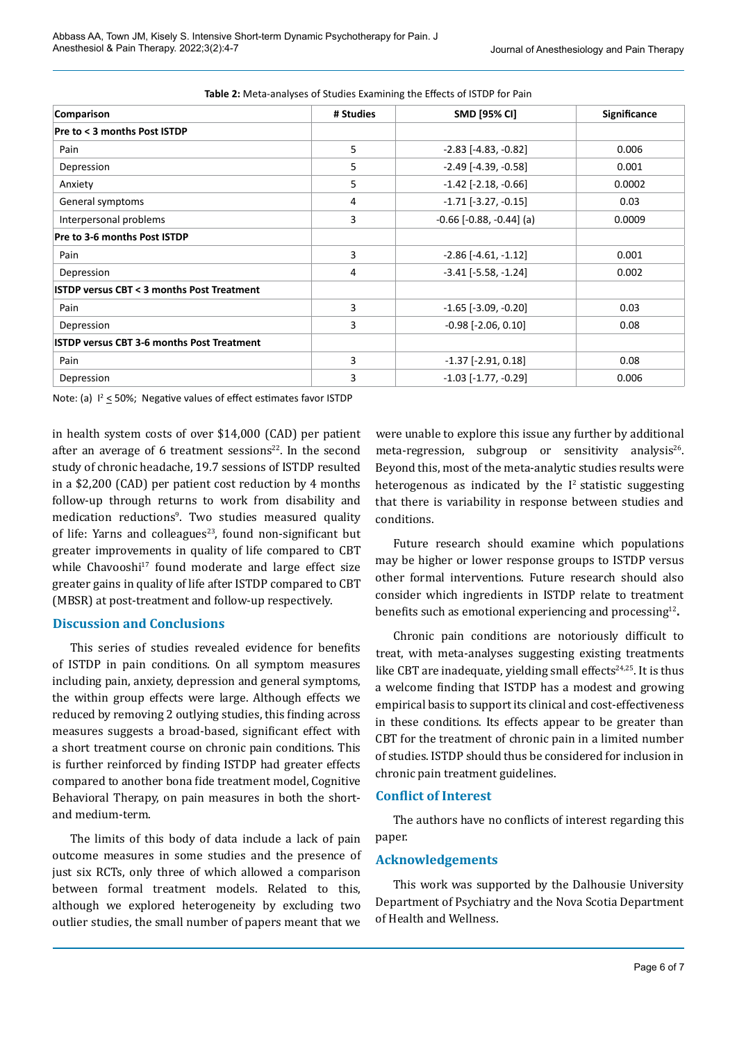**Table 2:** Meta-analyses of Studies Examining the Effects of ISTDP for Pain

| Comparison | # Studies | SMD [95% CI] | Significance |
|---|---|---|---|
| **Pre to < 3 months Post ISTDP** | | | |
| Pain | 5 | -2.83 [-4.83, -0.82] | 0.006 |
| Depression | 5 | -2.49 [-4.39, -0.58] | 0.001 |
| Anxiety | 5 | -1.42 [-2.18, -0.66] | 0.0002 |
| General symptoms | 4 | -1.71 [-3.27, -0.15] | 0.03 |
| Interpersonal problems | 3 | -0.66 [-0.88, -0.44] (a) | 0.0009 |
| **Pre to 3-6 months Post ISTDP** | | | |
| Pain | 3 | -2.86 [-4.61, -1.12] | 0.001 |
| Depression | 4 | -3.41 [-5.58, -1.24] | 0.002 |
| **ISTDP versus CBT < 3 months Post Treatment** | | | |
| Pain | 3 | -1.65 [-3.09, -0.20] | 0.03 |
| Depression | 3 | -0.98 [-2.06, 0.10] | 0.08 |
| **ISTDP versus CBT 3-6 months Post Treatment** | | | |
| Pain | 3 | -1.37 [-2.91, 0.18] | 0.08 |
| Depression | 3 | -1.03 [-1.77, -0.29] | 0.006 |

Note: (a) $I^2 \leq 50\%$; Negative values of effect estimates favor ISTDP

in health system costs of over $14,000 (CAD) per patient after an average of 6 treatment sessions[22]. In the second study of chronic headache, 19.7 sessions of ISTDP resulted in a $2,200 (CAD) per patient cost reduction by 4 months follow-up through returns to work from disability and medication reductions[9]. Two studies measured quality of life: Yarns and colleagues[23], found non-significant but greater improvements in quality of life compared to CBT while Chavooshi[17] found moderate and large effect size greater gains in quality of life after ISTDP compared to CBT (MBSR) at post-treatment and follow-up respectively.

## Discussion and Conclusions

This series of studies revealed evidence for benefits of ISTDP in pain conditions. On all symptom measures including pain, anxiety, depression and general symptoms, the within group effects were large. Although effects we reduced by removing 2 outlying studies, this finding across measures suggests a broad-based, significant effect with a short treatment course on chronic pain conditions. This is further reinforced by finding ISTDP had greater effects compared to another bona fide treatment model, Cognitive Behavioral Therapy, on pain measures in both the short- and medium-term.

The limits of this body of data include a lack of pain outcome measures in some studies and the presence of just six RCTs, only three of which allowed a comparison between formal treatment models. Related to this, although we explored heterogeneity by excluding two outlier studies, the small number of papers meant that we were unable to explore this issue any further by additional meta-regression, subgroup or sensitivity analysis[26]. Beyond this, most of the meta-analytic studies results were heterogenous as indicated by the $I^2$ statistic suggesting that there is variability in response between studies and conditions.

Future research should examine which populations may be higher or lower response groups to ISTDP versus other formal interventions. Future research should also consider which ingredients in ISTDP relate to treatment benefits such as emotional experiencing and processing[12].

Chronic pain conditions are notoriously difficult to treat, with meta-analyses suggesting existing treatments like CBT are inadequate, yielding small effects[24,25]. It is thus a welcome finding that ISTDP has a modest and growing empirical basis to support its clinical and cost-effectiveness in these conditions. Its effects appear to be greater than CBT for the treatment of chronic pain in a limited number of studies. ISTDP should thus be considered for inclusion in chronic pain treatment guidelines.

## Conflict of Interest

The authors have no conflicts of interest regarding this paper.

## Acknowledgements

This work was supported by the Dalhousie University Department of Psychiatry and the Nova Scotia Department of Health and Wellness.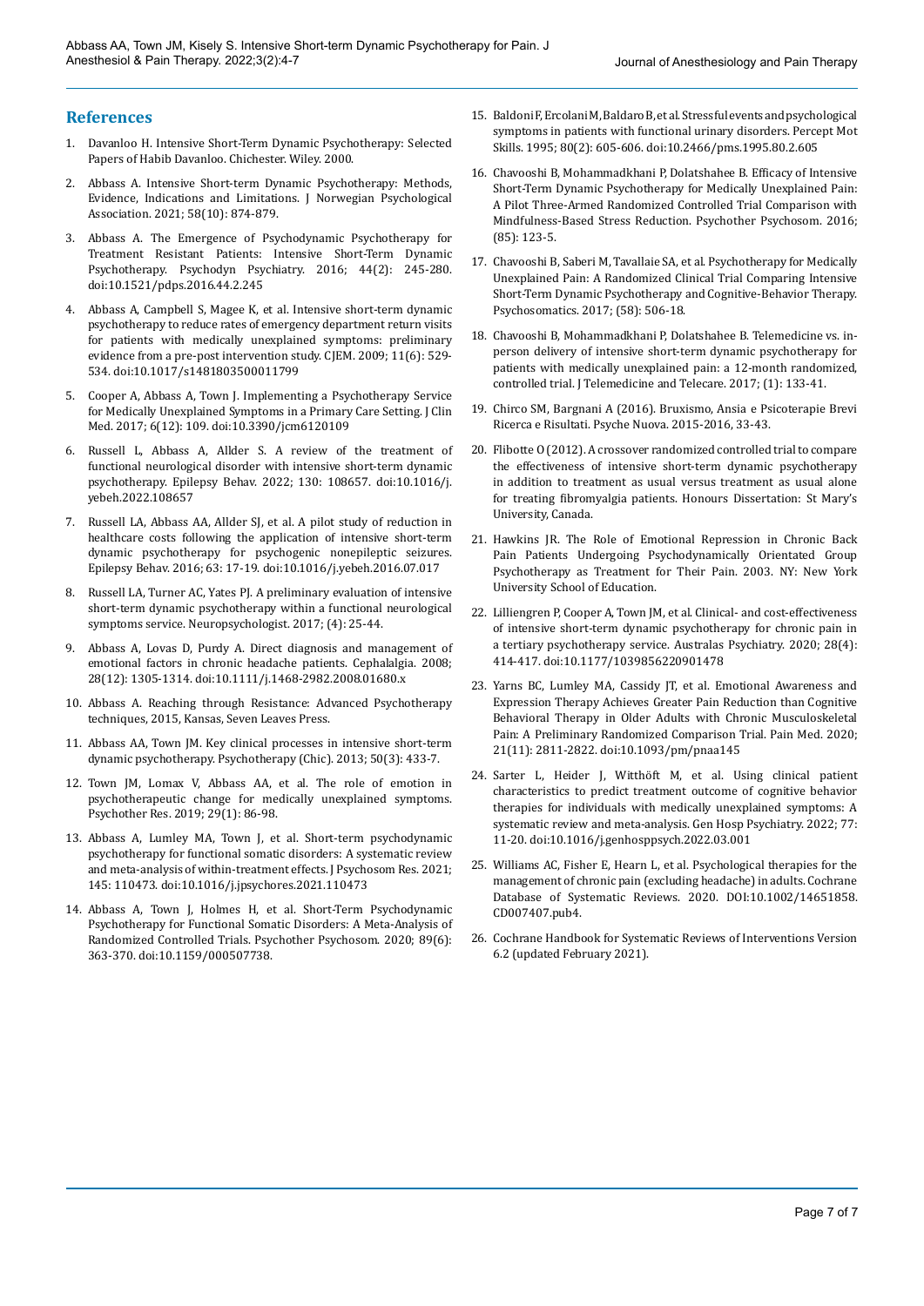## References

1. Davanloo H. Intensive Short-Term Dynamic Psychotherapy: Selected Papers of Habib Davanloo. Chichester. Wiley. 2000.

2. Abbass A. Intensive Short-term Dynamic Psychotherapy: Methods, Evidence, Indications and Limitations. J Norwegian Psychological Association. 2021; 58(10): 874-879.

3. Abbass A. The Emergence of Psychodynamic Psychotherapy for Treatment Resistant Patients: Intensive Short-Term Dynamic Psychotherapy. Psychodyn Psychiatry. 2016; 44(2): 245-280. doi:10.1521/pdps.2016.44.2.245

4. Abbass A, Campbell S, Magee K, et al. Intensive short-term dynamic psychotherapy to reduce rates of emergency department return visits for patients with medically unexplained symptoms: preliminary evidence from a pre-post intervention study. CJEM. 2009; 11(6): 529-534. doi:10.1017/s1481803500011799

5. Cooper A, Abbass A, Town J. Implementing a Psychotherapy Service for Medically Unexplained Symptoms in a Primary Care Setting. J Clin Med. 2017; 6(12): 109. doi:10.3390/jcm6120109

6. Russell L, Abbass A, Allder S. A review of the treatment of functional neurological disorder with intensive short-term dynamic psychotherapy. Epilepsy Behav. 2022; 130: 108657. doi:10.1016/j.yebeh.2022.108657

7. Russell LA, Abbass AA, Allder SJ, et al. A pilot study of reduction in healthcare costs following the application of intensive short-term dynamic psychotherapy for psychogenic nonepileptic seizures. Epilepsy Behav. 2016; 63: 17-19. doi:10.1016/j.yebeh.2016.07.017

8. Russell LA, Turner AC, Yates PJ. A preliminary evaluation of intensive short-term dynamic psychotherapy within a functional neurological symptoms service. Neuropsychologist. 2017; (4): 25-44.

9. Abbass A, Lovas D, Purdy A. Direct diagnosis and management of emotional factors in chronic headache patients. Cephalalgia. 2008; 28(12): 1305-1314. doi:10.1111/j.1468-2982.2008.01680.x

10. Abbass A. Reaching through Resistance: Advanced Psychotherapy techniques, 2015, Kansas, Seven Leaves Press.

11. Abbass AA, Town JM. Key clinical processes in intensive short-term dynamic psychotherapy. Psychotherapy (Chic). 2013; 50(3): 433-7.

12. Town JM, Lomax V, Abbass AA, et al. The role of emotion in psychotherapeutic change for medically unexplained symptoms. Psychother Res. 2019; 29(1): 86-98.

13. Abbass A, Lumley MA, Town J, et al. Short-term psychodynamic psychotherapy for functional somatic disorders: A systematic review and meta-analysis of within-treatment effects. J Psychosom Res. 2021; 145: 110473. doi:10.1016/j.jpsychores.2021.110473

14. Abbass A, Town J, Holmes H, et al. Short-Term Psychodynamic Psychotherapy for Functional Somatic Disorders: A Meta-Analysis of Randomized Controlled Trials. Psychother Psychosom. 2020; 89(6): 363-370. doi:10.1159/000507738.

15. Baldoni F, Ercolani M, Baldaro B, et al. Stressful events and psychological symptoms in patients with functional urinary disorders. Percept Mot Skills. 1995; 80(2): 605-606. doi:10.2466/pms.1995.80.2.605

16. Chavooshi B, Mohammadkhani P, Dolatshahee B. Efficacy of Intensive Short-Term Dynamic Psychotherapy for Medically Unexplained Pain: A Pilot Three-Armed Randomized Controlled Trial Comparison with Mindfulness-Based Stress Reduction. Psychother Psychosom. 2016; (85): 123-5.

17. Chavooshi B, Saberi M, Tavallaie SA, et al. Psychotherapy for Medically Unexplained Pain: A Randomized Clinical Trial Comparing Intensive Short-Term Dynamic Psychotherapy and Cognitive-Behavior Therapy. Psychosomatics. 2017; (58): 506-18.

18. Chavooshi B, Mohammadkhani P, Dolatshahee B. Telemedicine vs. in-person delivery of intensive short-term dynamic psychotherapy for patients with medically unexplained pain: a 12-month randomized, controlled trial. J Telemedicine and Telecare. 2017; (1): 133-41.

19. Chirco SM, Bargnani A (2016). Bruxismo, Ansia e Psicoterapie Brevi Ricerca e Risultati. Psyche Nuova. 2015-2016, 33-43.

20. Flibotte O (2012). A crossover randomized controlled trial to compare the effectiveness of intensive short-term dynamic psychotherapy in addition to treatment as usual versus treatment as usual alone for treating fibromyalgia patients. Honours Dissertation: St Mary's University, Canada.

21. Hawkins JR. The Role of Emotional Repression in Chronic Back Pain Patients Undergoing Psychodynamically Orientated Group Psychotherapy as Treatment for Their Pain. 2003. NY: New York University School of Education.

22. Lilliengren P, Cooper A, Town JM, et al. Clinical- and cost-effectiveness of intensive short-term dynamic psychotherapy for chronic pain in a tertiary psychotherapy service. Australas Psychiatry. 2020; 28(4): 414-417. doi:10.1177/1039856220901478

23. Yarns BC, Lumley MA, Cassidy JT, et al. Emotional Awareness and Expression Therapy Achieves Greater Pain Reduction than Cognitive Behavioral Therapy in Older Adults with Chronic Musculoskeletal Pain: A Preliminary Randomized Comparison Trial. Pain Med. 2020; 21(11): 2811-2822. doi:10.1093/pm/pnaa145

24. Sarter L, Heider J, Witthöft M, et al. Using clinical patient characteristics to predict treatment outcome of cognitive behavior therapies for individuals with medically unexplained symptoms: A systematic review and meta-analysis. Gen Hosp Psychiatry. 2022; 77: 11-20. doi:10.1016/j.genhosppsych.2022.03.001

25. Williams AC, Fisher E, Hearn L, et al. Psychological therapies for the management of chronic pain (excluding headache) in adults. Cochrane Database of Systematic Reviews. 2020. DOI:10.1002/14651858.CD007407.pub4.

26. Cochrane Handbook for Systematic Reviews of Interventions Version 6.2 (updated February 2021).